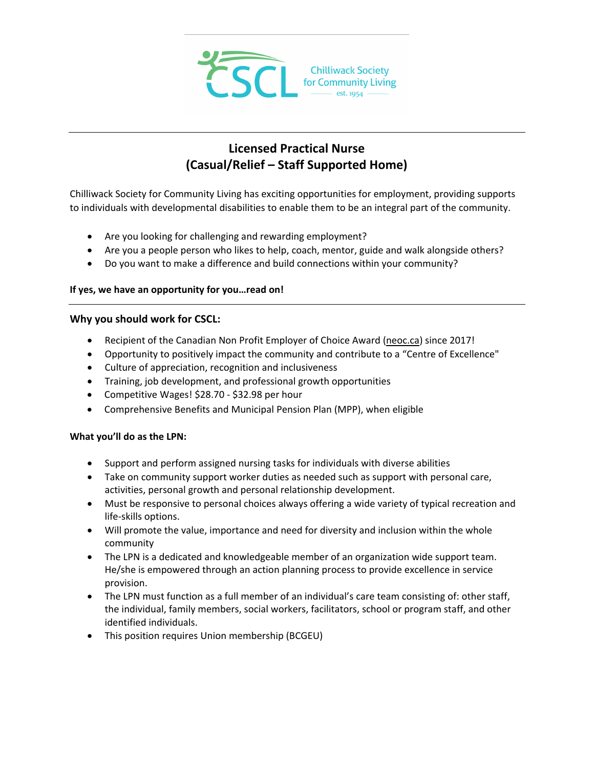# Licensed Practical Nurse
# (Casual/Relief – Staff Supported Home)

Chilliwack Society for Community Living has exciting opportunities for employment, providing supports to individuals with developmental disabilities to enable them to be an integral part of the community.

- Are you looking for challenging and rewarding employment?
- Are you a people person who likes to help, coach, mentor, guide and walk alongside others?
- Do you want to make a difference and build connections within your community?

**If yes, we have an opportunity for you…read on!**

---

## Why you should work for CSCL:

- Recipient of the Canadian Non Profit Employer of Choice Award (neoc.ca) since 2017!
- Opportunity to positively impact the community and contribute to a "Centre of Excellence"
- Culture of appreciation, recognition and inclusiveness
- Training, job development, and professional growth opportunities
- Competitive Wages! $28.70 - $32.98 per hour
- Comprehensive Benefits and Municipal Pension Plan (MPP), when eligible

**What you'll do as the LPN:**

- Support and perform assigned nursing tasks for individuals with diverse abilities
- Take on community support worker duties as needed such as support with personal care, activities, personal growth and personal relationship development.
- Must be responsive to personal choices always offering a wide variety of typical recreation and life-skills options.
- Will promote the value, importance and need for diversity and inclusion within the whole community
- The LPN is a dedicated and knowledgeable member of an organization wide support team. He/she is empowered through an action planning process to provide excellence in service provision.
- The LPN must function as a full member of an individual's care team consisting of: other staff, the individual, family members, social workers, facilitators, school or program staff, and other identified individuals.
- This position requires Union membership (BCGEU)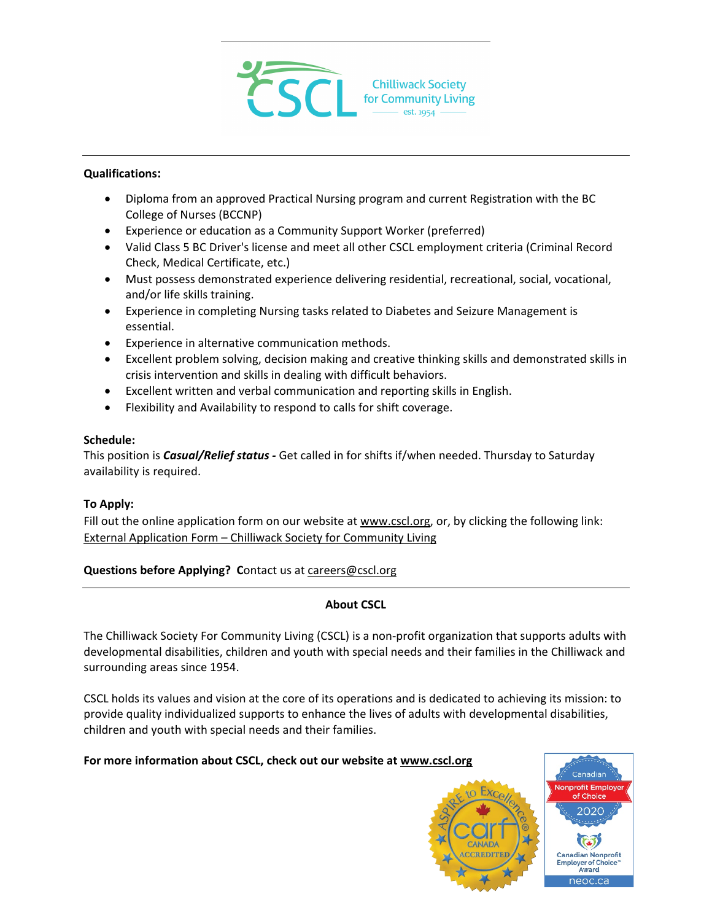**Qualifications:**

- Diploma from an approved Practical Nursing program and current Registration with the BC College of Nurses (BCCNP)
- Experience or education as a Community Support Worker (preferred)
- Valid Class 5 BC Driver's license and meet all other CSCL employment criteria (Criminal Record Check, Medical Certificate, etc.)
- Must possess demonstrated experience delivering residential, recreational, social, vocational, and/or life skills training.
- Experience in completing Nursing tasks related to Diabetes and Seizure Management is essential.
- Experience in alternative communication methods.
- Excellent problem solving, decision making and creative thinking skills and demonstrated skills in crisis intervention and skills in dealing with difficult behaviors.
- Excellent written and verbal communication and reporting skills in English.
- Flexibility and Availability to respond to calls for shift coverage.

**Schedule:**

This position is ***Casual/Relief status* -** Get called in for shifts if/when needed. Thursday to Saturday availability is required.

**To Apply:**

Fill out the online application form on our website at www.cscl.org, or, by clicking the following link: External Application Form – Chilliwack Society for Community Living

**Questions before Applying? C**ontact us at careers@cscl.org

---

**About CSCL**

The Chilliwack Society For Community Living (CSCL) is a non-profit organization that supports adults with developmental disabilities, children and youth with special needs and their families in the Chilliwack and surrounding areas since 1954.

CSCL holds its values and vision at the core of its operations and is dedicated to achieving its mission: to provide quality individualized supports to enhance the lives of adults with developmental disabilities, children and youth with special needs and their families.

**For more information about CSCL, check out our website at www.cscl.org**